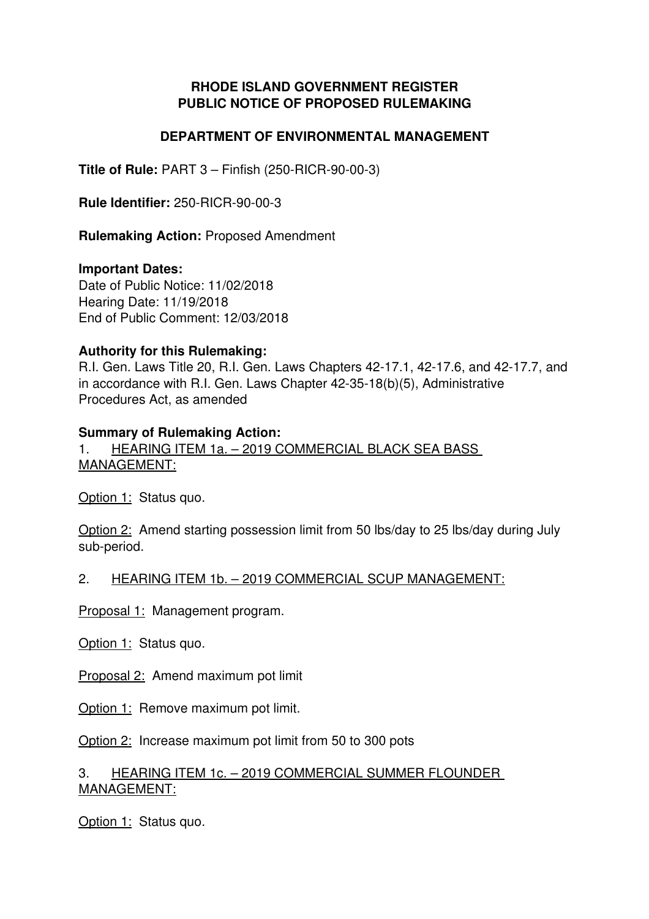# RHODE ISLAND GOVERNMENT REGISTER
# PUBLIC NOTICE OF PROPOSED RULEMAKING

## DEPARTMENT OF ENVIRONMENTAL MANAGEMENT

**Title of Rule:** PART 3 – Finfish (250-RICR-90-00-3)

**Rule Identifier:** 250-RICR-90-00-3

**Rulemaking Action:** Proposed Amendment

**Important Dates:**
Date of Public Notice: 11/02/2018
Hearing Date: 11/19/2018
End of Public Comment: 12/03/2018

**Authority for this Rulemaking:**
R.I. Gen. Laws Title 20, R.I. Gen. Laws Chapters 42-17.1, 42-17.6, and 42-17.7, and in accordance with R.I. Gen. Laws Chapter 42-35-18(b)(5), Administrative Procedures Act, as amended

**Summary of Rulemaking Action:**

1. HEARING ITEM 1a. – 2019 COMMERCIAL BLACK SEA BASS MANAGEMENT:

Option 1: Status quo.

Option 2: Amend starting possession limit from 50 lbs/day to 25 lbs/day during July sub-period.

2. HEARING ITEM 1b. – 2019 COMMERCIAL SCUP MANAGEMENT:

Proposal 1: Management program.

Option 1: Status quo.

Proposal 2: Amend maximum pot limit

Option 1: Remove maximum pot limit.

Option 2: Increase maximum pot limit from 50 to 300 pots

3. HEARING ITEM 1c. – 2019 COMMERCIAL SUMMER FLOUNDER MANAGEMENT:

Option 1: Status quo.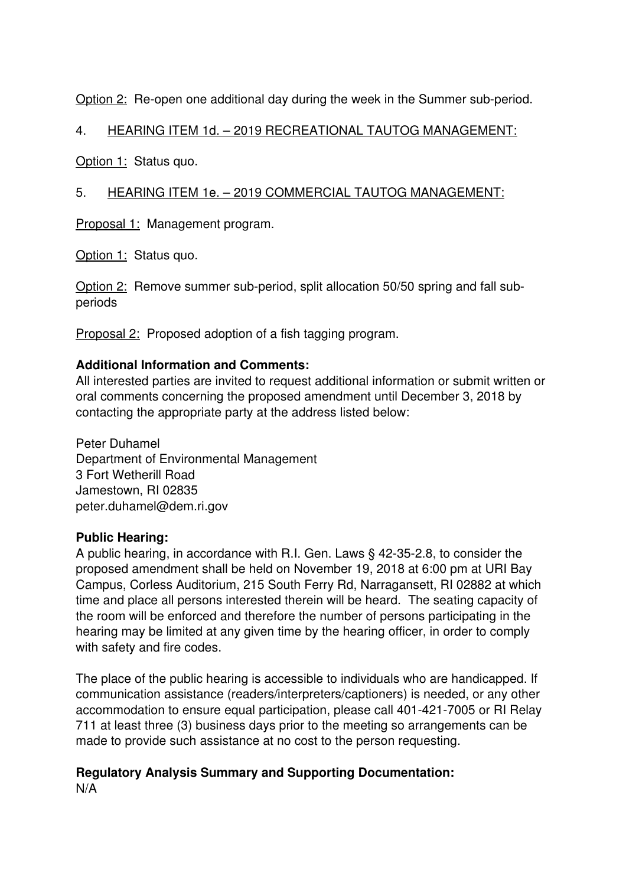Option 2: Re-open one additional day during the week in the Summer sub-period.

4. HEARING ITEM 1d. – 2019 RECREATIONAL TAUTOG MANAGEMENT:

Option 1: Status quo.

5. HEARING ITEM 1e. – 2019 COMMERCIAL TAUTOG MANAGEMENT:

Proposal 1: Management program.

Option 1: Status quo.

Option 2: Remove summer sub-period, split allocation 50/50 spring and fall sub-periods

Proposal 2: Proposed adoption of a fish tagging program.

**Additional Information and Comments:**
All interested parties are invited to request additional information or submit written or oral comments concerning the proposed amendment until December 3, 2018 by contacting the appropriate party at the address listed below:

Peter Duhamel
Department of Environmental Management
3 Fort Wetherill Road
Jamestown, RI 02835
peter.duhamel@dem.ri.gov

**Public Hearing:**
A public hearing, in accordance with R.I. Gen. Laws § 42-35-2.8, to consider the proposed amendment shall be held on November 19, 2018 at 6:00 pm at URI Bay Campus, Corless Auditorium, 215 South Ferry Rd, Narragansett, RI 02882 at which time and place all persons interested therein will be heard. The seating capacity of the room will be enforced and therefore the number of persons participating in the hearing may be limited at any given time by the hearing officer, in order to comply with safety and fire codes.

The place of the public hearing is accessible to individuals who are handicapped. If communication assistance (readers/interpreters/captioners) is needed, or any other accommodation to ensure equal participation, please call 401-421-7005 or RI Relay 711 at least three (3) business days prior to the meeting so arrangements can be made to provide such assistance at no cost to the person requesting.

**Regulatory Analysis Summary and Supporting Documentation:**
N/A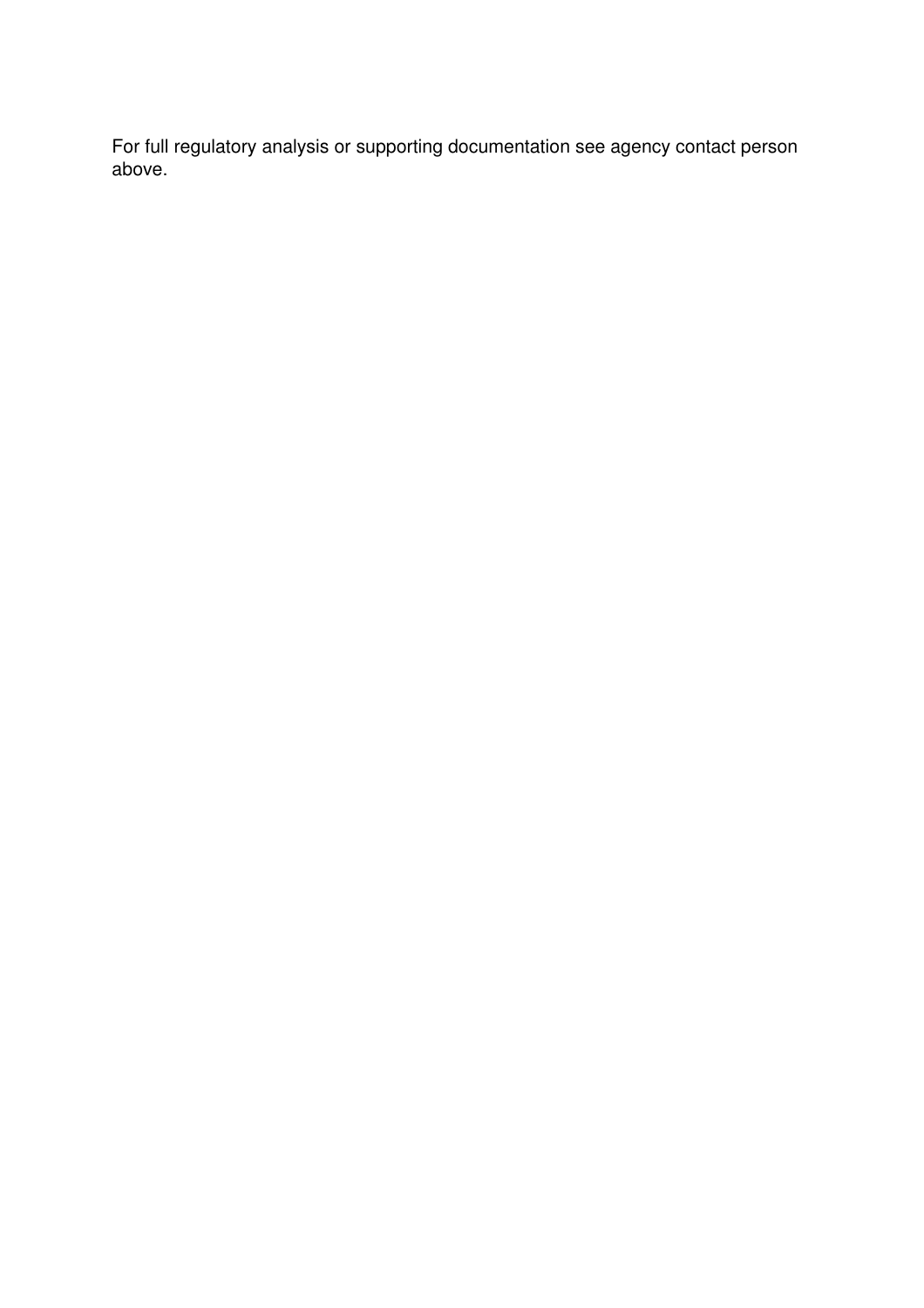For full regulatory analysis or supporting documentation see agency contact person above.